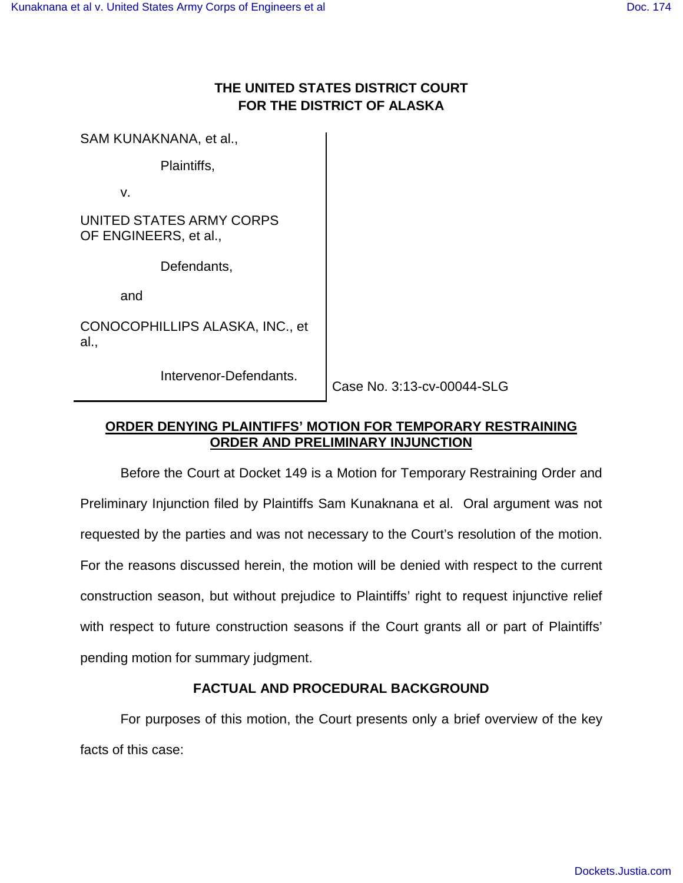**THE UNITED STATES DISTRICT COURT**
**FOR THE DISTRICT OF ALASKA**

| | |
|---|---|
| SAM KUNAKNANA, et al.,<br><br>Plaintiffs,<br><br>v.<br><br>UNITED STATES ARMY CORPS OF ENGINEERS, et al.,<br><br>Defendants,<br><br>and<br><br>CONOCOPHILLIPS ALASKA, INC., et al.,<br><br>Intervenor-Defendants. | Case No. 3:13-cv-00044-SLG |

**ORDER DENYING PLAINTIFFS' MOTION FOR TEMPORARY RESTRAINING ORDER AND PRELIMINARY INJUNCTION**

Before the Court at Docket 149 is a Motion for Temporary Restraining Order and Preliminary Injunction filed by Plaintiffs Sam Kunaknana et al. Oral argument was not requested by the parties and was not necessary to the Court's resolution of the motion. For the reasons discussed herein, the motion will be denied with respect to the current construction season, but without prejudice to Plaintiffs' right to request injunctive relief with respect to future construction seasons if the Court grants all or part of Plaintiffs' pending motion for summary judgment.

**FACTUAL AND PROCEDURAL BACKGROUND**

For purposes of this motion, the Court presents only a brief overview of the key facts of this case: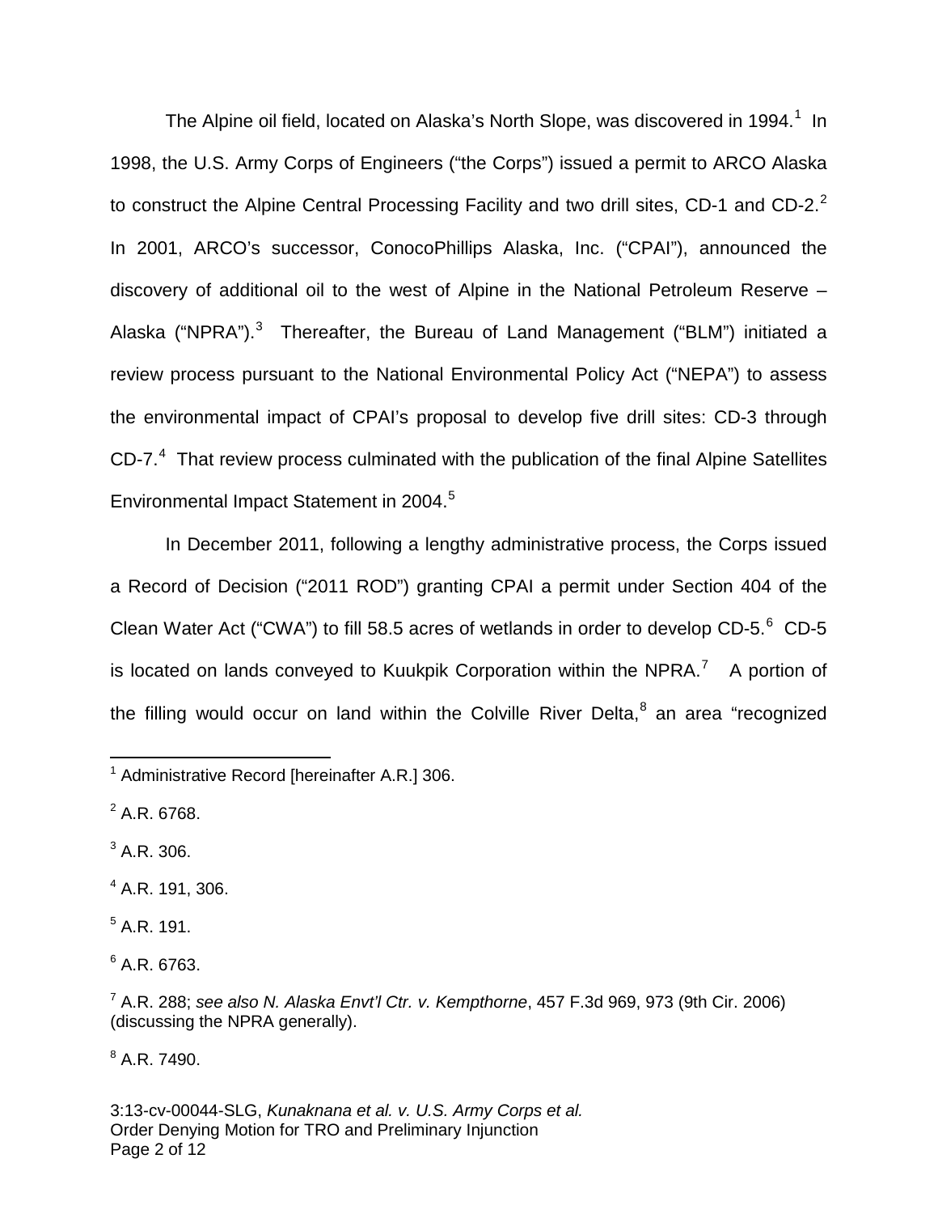The Alpine oil field, located on Alaska's North Slope, was discovered in 1994.[1] In 1998, the U.S. Army Corps of Engineers ("the Corps") issued a permit to ARCO Alaska to construct the Alpine Central Processing Facility and two drill sites, CD-1 and CD-2.[2] In 2001, ARCO's successor, ConocoPhillips Alaska, Inc. ("CPAI"), announced the discovery of additional oil to the west of Alpine in the National Petroleum Reserve – Alaska ("NPRA").[3] Thereafter, the Bureau of Land Management ("BLM") initiated a review process pursuant to the National Environmental Policy Act ("NEPA") to assess the environmental impact of CPAI's proposal to develop five drill sites: CD-3 through CD-7.[4] That review process culminated with the publication of the final Alpine Satellites Environmental Impact Statement in 2004.[5]

In December 2011, following a lengthy administrative process, the Corps issued a Record of Decision ("2011 ROD") granting CPAI a permit under Section 404 of the Clean Water Act ("CWA") to fill 58.5 acres of wetlands in order to develop CD-5.[6] CD-5 is located on lands conveyed to Kuukpik Corporation within the NPRA.[7] A portion of the filling would occur on land within the Colville River Delta,[8] an area "recognized

---

[1] Administrative Record [hereinafter A.R.] 306.

[2] A.R. 6768.

[3] A.R. 306.

[4] A.R. 191, 306.

[5] A.R. 191.

[6] A.R. 6763.

[7] A.R. 288; *see also N. Alaska Envt'l Ctr. v. Kempthorne*, 457 F.3d 969, 973 (9th Cir. 2006) (discussing the NPRA generally).

[8] A.R. 7490.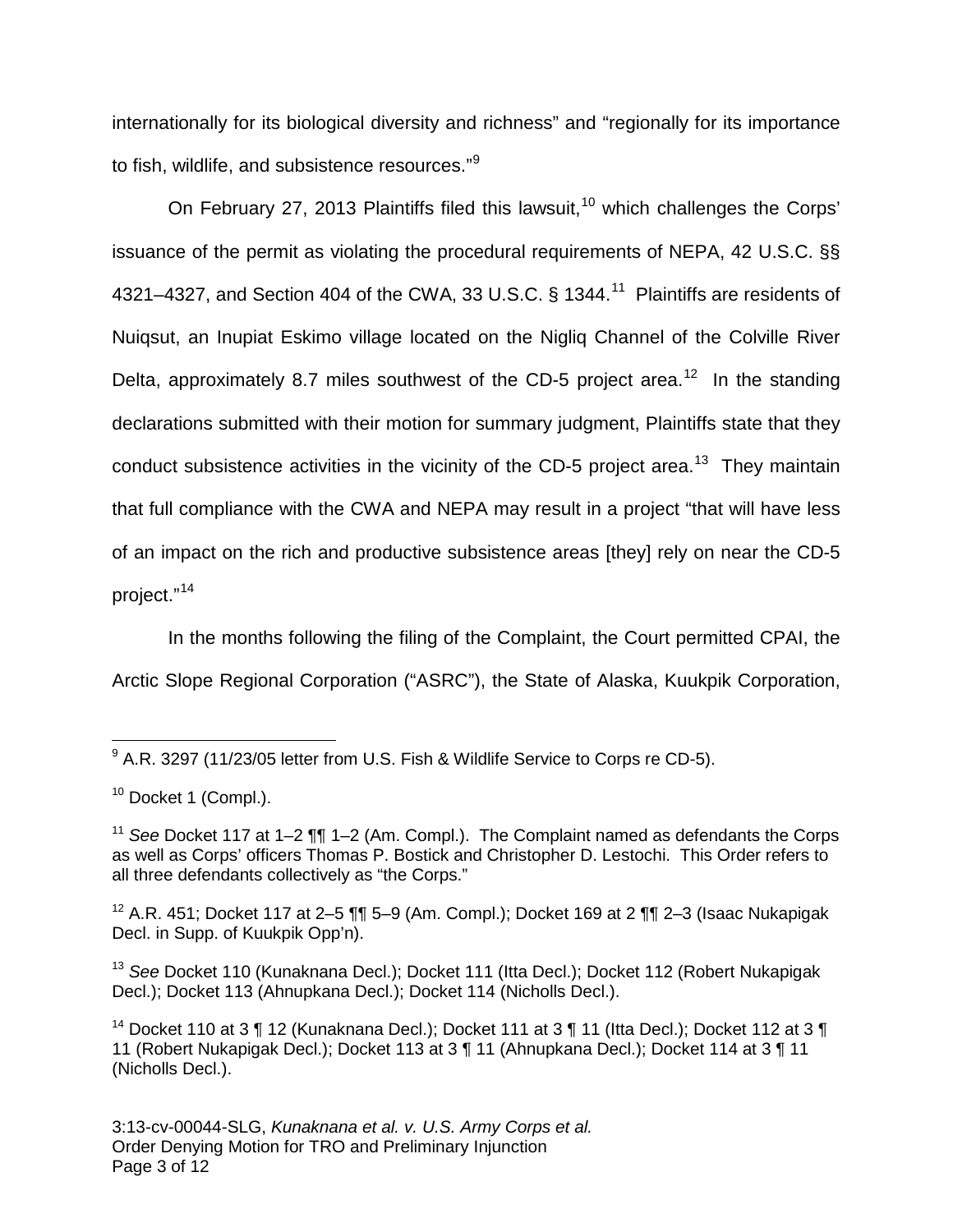internationally for its biological diversity and richness" and "regionally for its importance to fish, wildlife, and subsistence resources."[9]

On February 27, 2013 Plaintiffs filed this lawsuit,[10] which challenges the Corps' issuance of the permit as violating the procedural requirements of NEPA, 42 U.S.C. §§ 4321–4327, and Section 404 of the CWA, 33 U.S.C. § 1344.[11] Plaintiffs are residents of Nuiqsut, an Inupiat Eskimo village located on the Nigliq Channel of the Colville River Delta, approximately 8.7 miles southwest of the CD-5 project area.[12] In the standing declarations submitted with their motion for summary judgment, Plaintiffs state that they conduct subsistence activities in the vicinity of the CD-5 project area.[13] They maintain that full compliance with the CWA and NEPA may result in a project "that will have less of an impact on the rich and productive subsistence areas [they] rely on near the CD-5 project."[14]

In the months following the filing of the Complaint, the Court permitted CPAI, the Arctic Slope Regional Corporation ("ASRC"), the State of Alaska, Kuukpik Corporation,

---

[9] A.R. 3297 (11/23/05 letter from U.S. Fish & Wildlife Service to Corps re CD-5).

[10] Docket 1 (Compl.).

[11] *See* Docket 117 at 1–2 ¶¶ 1–2 (Am. Compl.). The Complaint named as defendants the Corps as well as Corps' officers Thomas P. Bostick and Christopher D. Lestochi. This Order refers to all three defendants collectively as "the Corps."

[12] A.R. 451; Docket 117 at 2–5 ¶¶ 5–9 (Am. Compl.); Docket 169 at 2 ¶¶ 2–3 (Isaac Nukapigak Decl. in Supp. of Kuukpik Opp'n).

[13] *See* Docket 110 (Kunaknana Decl.); Docket 111 (Itta Decl.); Docket 112 (Robert Nukapigak Decl.); Docket 113 (Ahnupkana Decl.); Docket 114 (Nicholls Decl.).

[14] Docket 110 at 3 ¶ 12 (Kunaknana Decl.); Docket 111 at 3 ¶ 11 (Itta Decl.); Docket 112 at 3 ¶ 11 (Robert Nukapigak Decl.); Docket 113 at 3 ¶ 11 (Ahnupkana Decl.); Docket 114 at 3 ¶ 11 (Nicholls Decl.).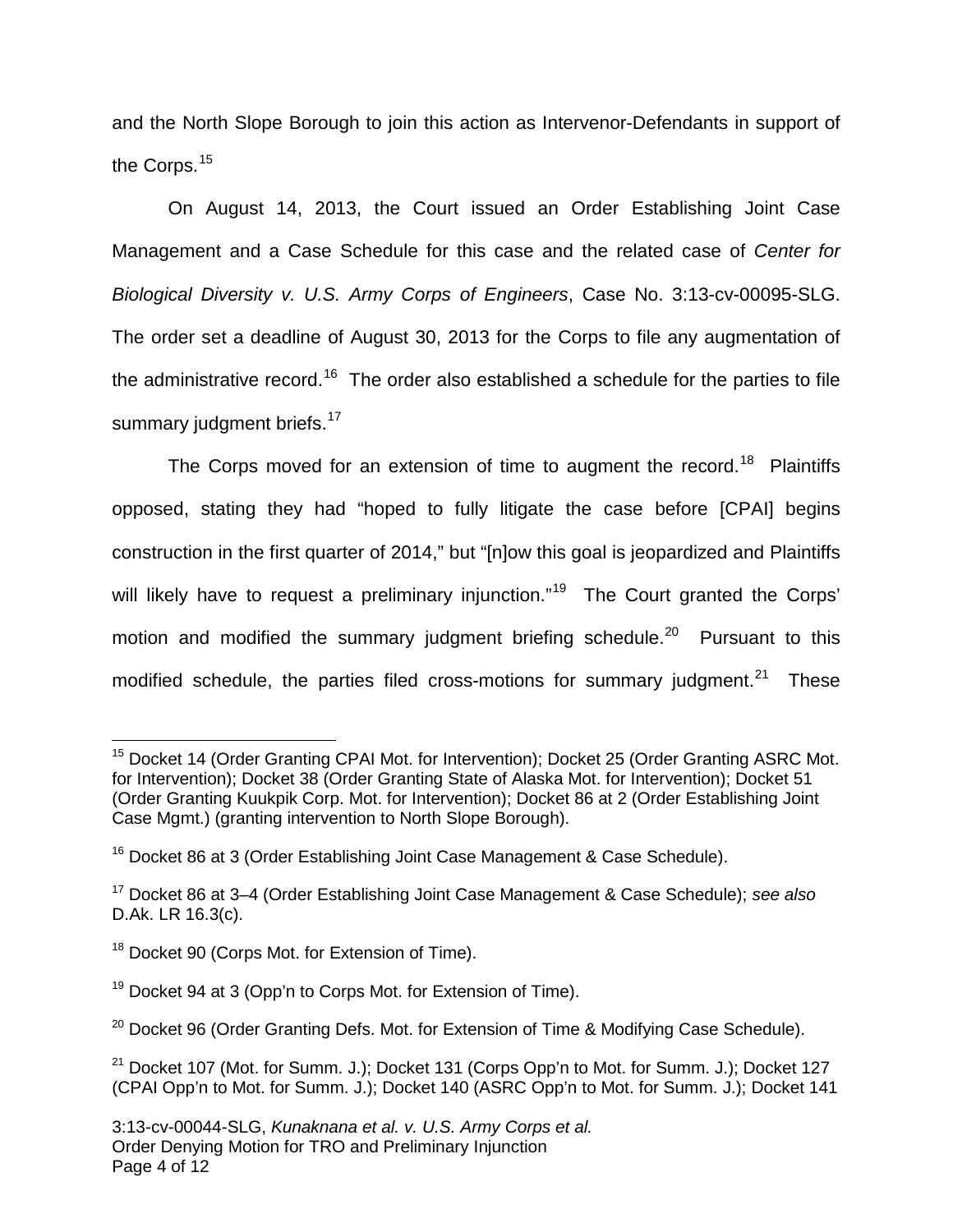and the North Slope Borough to join this action as Intervenor-Defendants in support of the Corps.[15]

On August 14, 2013, the Court issued an Order Establishing Joint Case Management and a Case Schedule for this case and the related case of *Center for Biological Diversity v. U.S. Army Corps of Engineers*, Case No. 3:13-cv-00095-SLG. The order set a deadline of August 30, 2013 for the Corps to file any augmentation of the administrative record.[16] The order also established a schedule for the parties to file summary judgment briefs.[17]

The Corps moved for an extension of time to augment the record.[18] Plaintiffs opposed, stating they had "hoped to fully litigate the case before [CPAI] begins construction in the first quarter of 2014," but "[n]ow this goal is jeopardized and Plaintiffs will likely have to request a preliminary injunction."[19] The Court granted the Corps' motion and modified the summary judgment briefing schedule.[20] Pursuant to this modified schedule, the parties filed cross-motions for summary judgment.[21] These

---

[15] Docket 14 (Order Granting CPAI Mot. for Intervention); Docket 25 (Order Granting ASRC Mot. for Intervention); Docket 38 (Order Granting State of Alaska Mot. for Intervention); Docket 51 (Order Granting Kuukpik Corp. Mot. for Intervention); Docket 86 at 2 (Order Establishing Joint Case Mgmt.) (granting intervention to North Slope Borough).

[16] Docket 86 at 3 (Order Establishing Joint Case Management & Case Schedule).

[17] Docket 86 at 3–4 (Order Establishing Joint Case Management & Case Schedule); *see also* D.Ak. LR 16.3(c).

[18] Docket 90 (Corps Mot. for Extension of Time).

[19] Docket 94 at 3 (Opp'n to Corps Mot. for Extension of Time).

[20] Docket 96 (Order Granting Defs. Mot. for Extension of Time & Modifying Case Schedule).

[21] Docket 107 (Mot. for Summ. J.); Docket 131 (Corps Opp'n to Mot. for Summ. J.); Docket 127 (CPAI Opp'n to Mot. for Summ. J.); Docket 140 (ASRC Opp'n to Mot. for Summ. J.); Docket 141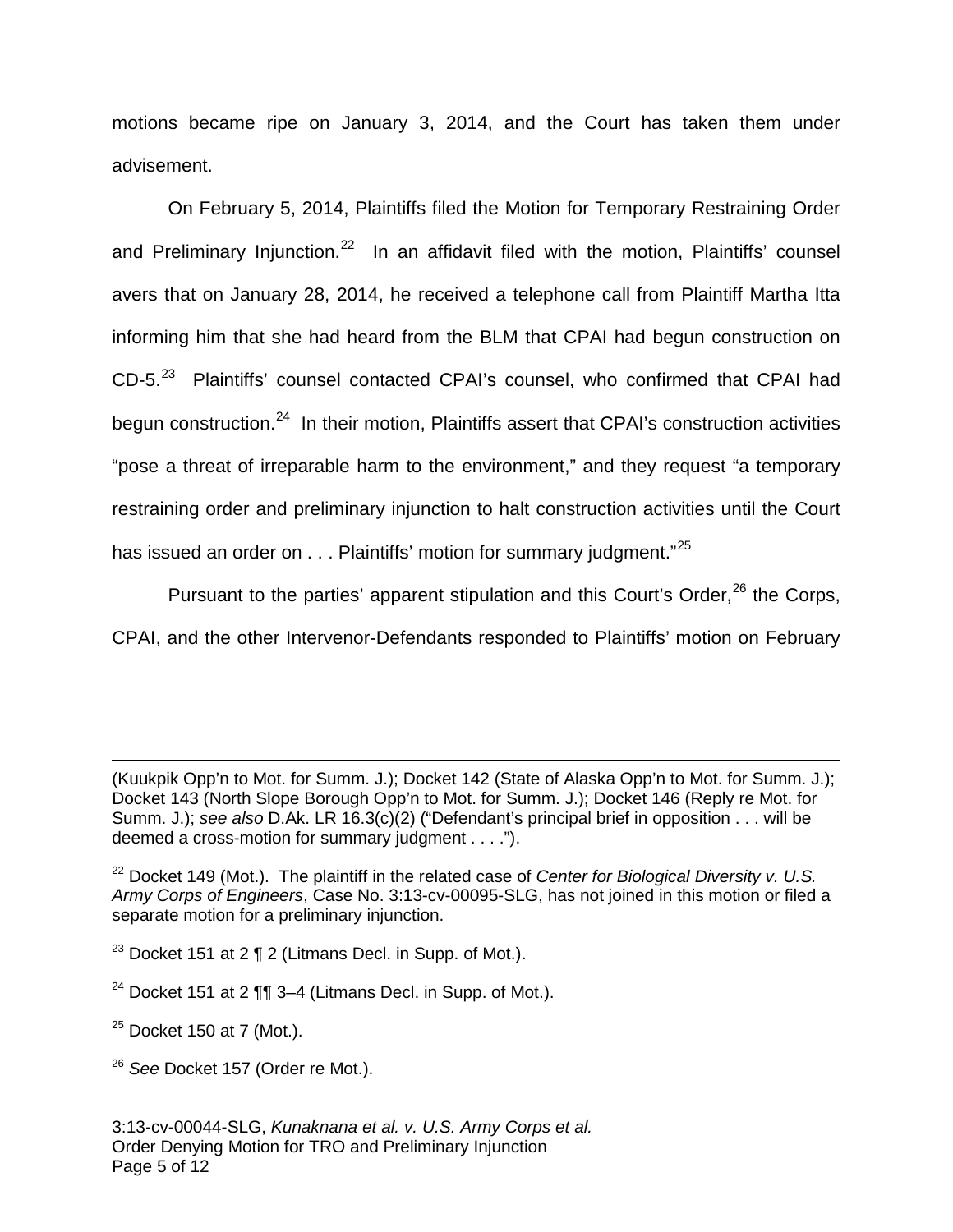motions became ripe on January 3, 2014, and the Court has taken them under advisement.

On February 5, 2014, Plaintiffs filed the Motion for Temporary Restraining Order and Preliminary Injunction.[22] In an affidavit filed with the motion, Plaintiffs' counsel avers that on January 28, 2014, he received a telephone call from Plaintiff Martha Itta informing him that she had heard from the BLM that CPAI had begun construction on CD-5.[23] Plaintiffs' counsel contacted CPAI's counsel, who confirmed that CPAI had begun construction.[24] In their motion, Plaintiffs assert that CPAI's construction activities "pose a threat of irreparable harm to the environment," and they request "a temporary restraining order and preliminary injunction to halt construction activities until the Court has issued an order on . . . Plaintiffs' motion for summary judgment."[25]

Pursuant to the parties' apparent stipulation and this Court's Order,[26] the Corps, CPAI, and the other Intervenor-Defendants responded to Plaintiffs' motion on February

---

(Kuukpik Opp'n to Mot. for Summ. J.); Docket 142 (State of Alaska Opp'n to Mot. for Summ. J.); Docket 143 (North Slope Borough Opp'n to Mot. for Summ. J.); Docket 146 (Reply re Mot. for Summ. J.); *see also* D.Ak. LR 16.3(c)(2) ("Defendant's principal brief in opposition . . . will be deemed a cross-motion for summary judgment . . . .").

[22] Docket 149 (Mot.). The plaintiff in the related case of *Center for Biological Diversity v. U.S. Army Corps of Engineers*, Case No. 3:13-cv-00095-SLG, has not joined in this motion or filed a separate motion for a preliminary injunction.

[23] Docket 151 at 2 ¶ 2 (Litmans Decl. in Supp. of Mot.).

[24] Docket 151 at 2 ¶¶ 3–4 (Litmans Decl. in Supp. of Mot.).

[25] Docket 150 at 7 (Mot.).

[26] *See* Docket 157 (Order re Mot.).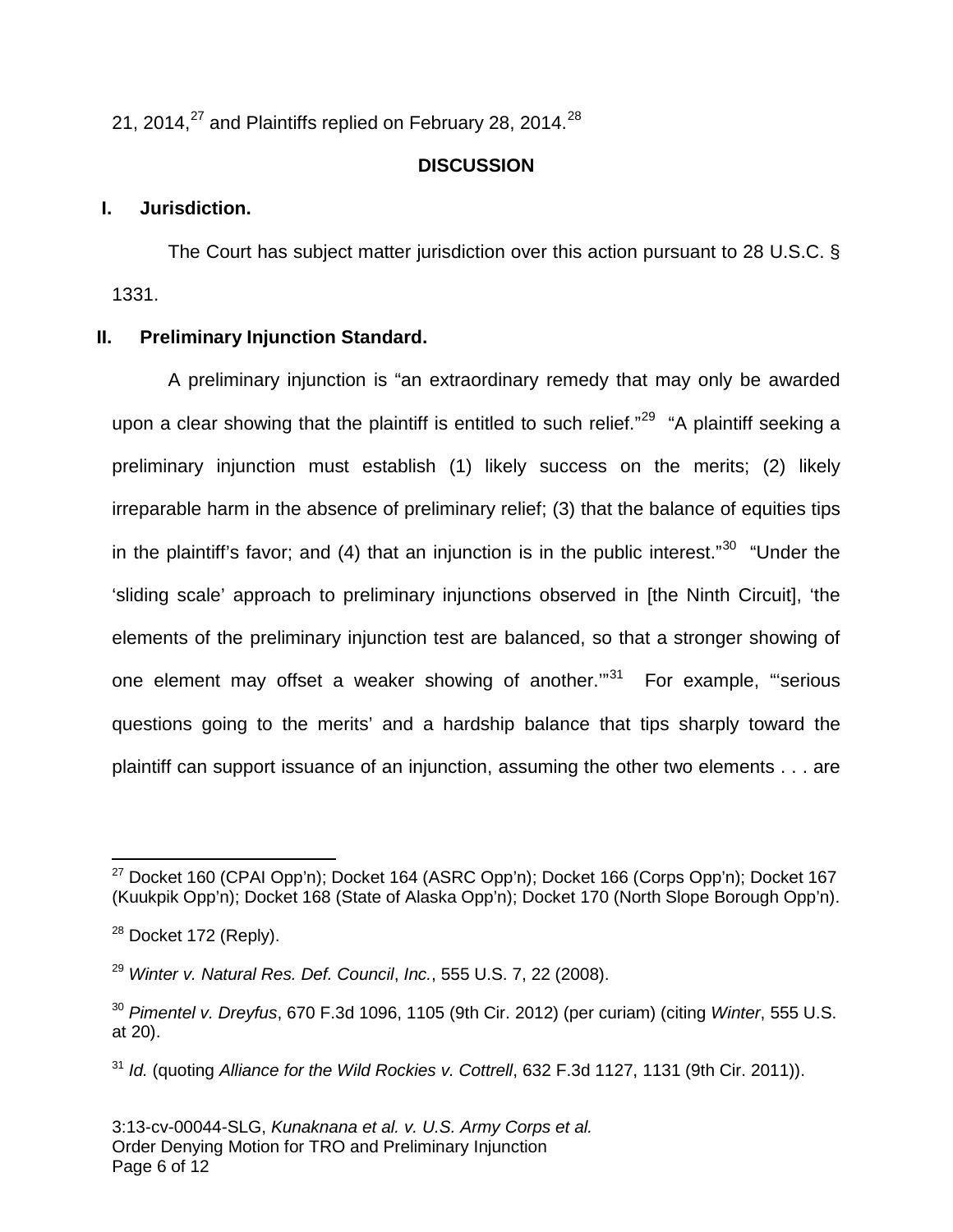21, 2014,[27] and Plaintiffs replied on February 28, 2014.[28]

## DISCUSSION

### I. Jurisdiction.

The Court has subject matter jurisdiction over this action pursuant to 28 U.S.C. § 1331.

### II. Preliminary Injunction Standard.

A preliminary injunction is "an extraordinary remedy that may only be awarded upon a clear showing that the plaintiff is entitled to such relief."[29] "A plaintiff seeking a preliminary injunction must establish (1) likely success on the merits; (2) likely irreparable harm in the absence of preliminary relief; (3) that the balance of equities tips in the plaintiff's favor; and (4) that an injunction is in the public interest."[30] "Under the 'sliding scale' approach to preliminary injunctions observed in [the Ninth Circuit], 'the elements of the preliminary injunction test are balanced, so that a stronger showing of one element may offset a weaker showing of another.'"[31] For example, "'serious questions going to the merits' and a hardship balance that tips sharply toward the plaintiff can support issuance of an injunction, assuming the other two elements . . . are

---

[27] Docket 160 (CPAI Opp'n); Docket 164 (ASRC Opp'n); Docket 166 (Corps Opp'n); Docket 167 (Kuukpik Opp'n); Docket 168 (State of Alaska Opp'n); Docket 170 (North Slope Borough Opp'n).

[28] Docket 172 (Reply).

[29] *Winter v. Natural Res. Def. Council*, *Inc.*, 555 U.S. 7, 22 (2008).

[30] *Pimentel v. Dreyfus*, 670 F.3d 1096, 1105 (9th Cir. 2012) (per curiam) (citing *Winter*, 555 U.S. at 20).

[31] *Id.* (quoting *Alliance for the Wild Rockies v. Cottrell*, 632 F.3d 1127, 1131 (9th Cir. 2011)).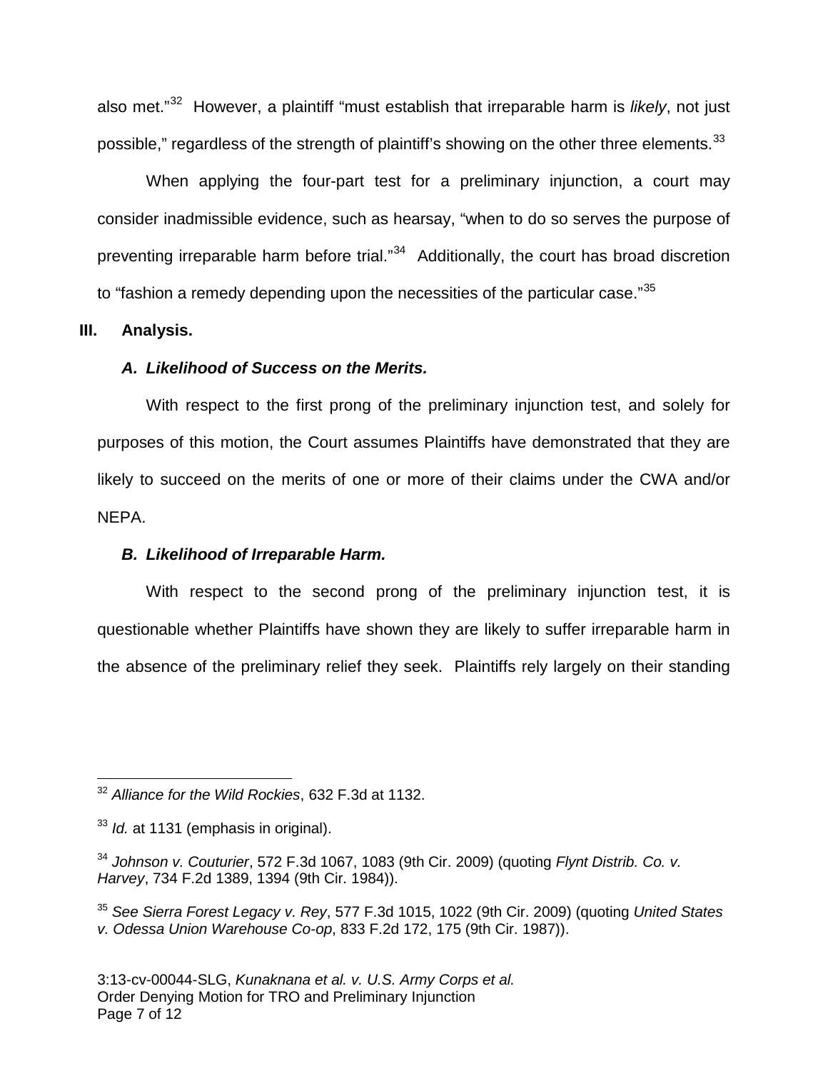also met."[32] However, a plaintiff "must establish that irreparable harm is *likely*, not just possible," regardless of the strength of plaintiff's showing on the other three elements.[33]

When applying the four-part test for a preliminary injunction, a court may consider inadmissible evidence, such as hearsay, "when to do so serves the purpose of preventing irreparable harm before trial."[34] Additionally, the court has broad discretion to "fashion a remedy depending upon the necessities of the particular case."[35]

## III. Analysis.

### *A. Likelihood of Success on the Merits.*

With respect to the first prong of the preliminary injunction test, and solely for purposes of this motion, the Court assumes Plaintiffs have demonstrated that they are likely to succeed on the merits of one or more of their claims under the CWA and/or NEPA.

### *B. Likelihood of Irreparable Harm.*

With respect to the second prong of the preliminary injunction test, it is questionable whether Plaintiffs have shown they are likely to suffer irreparable harm in the absence of the preliminary relief they seek. Plaintiffs rely largely on their standing

---

[32] *Alliance for the Wild Rockies*, 632 F.3d at 1132.

[33] *Id.* at 1131 (emphasis in original).

[34] *Johnson v. Couturier*, 572 F.3d 1067, 1083 (9th Cir. 2009) (quoting *Flynt Distrib. Co. v. Harvey*, 734 F.2d 1389, 1394 (9th Cir. 1984)).

[35] *See Sierra Forest Legacy v. Rey*, 577 F.3d 1015, 1022 (9th Cir. 2009) (quoting *United States v. Odessa Union Warehouse Co-op*, 833 F.2d 172, 175 (9th Cir. 1987)).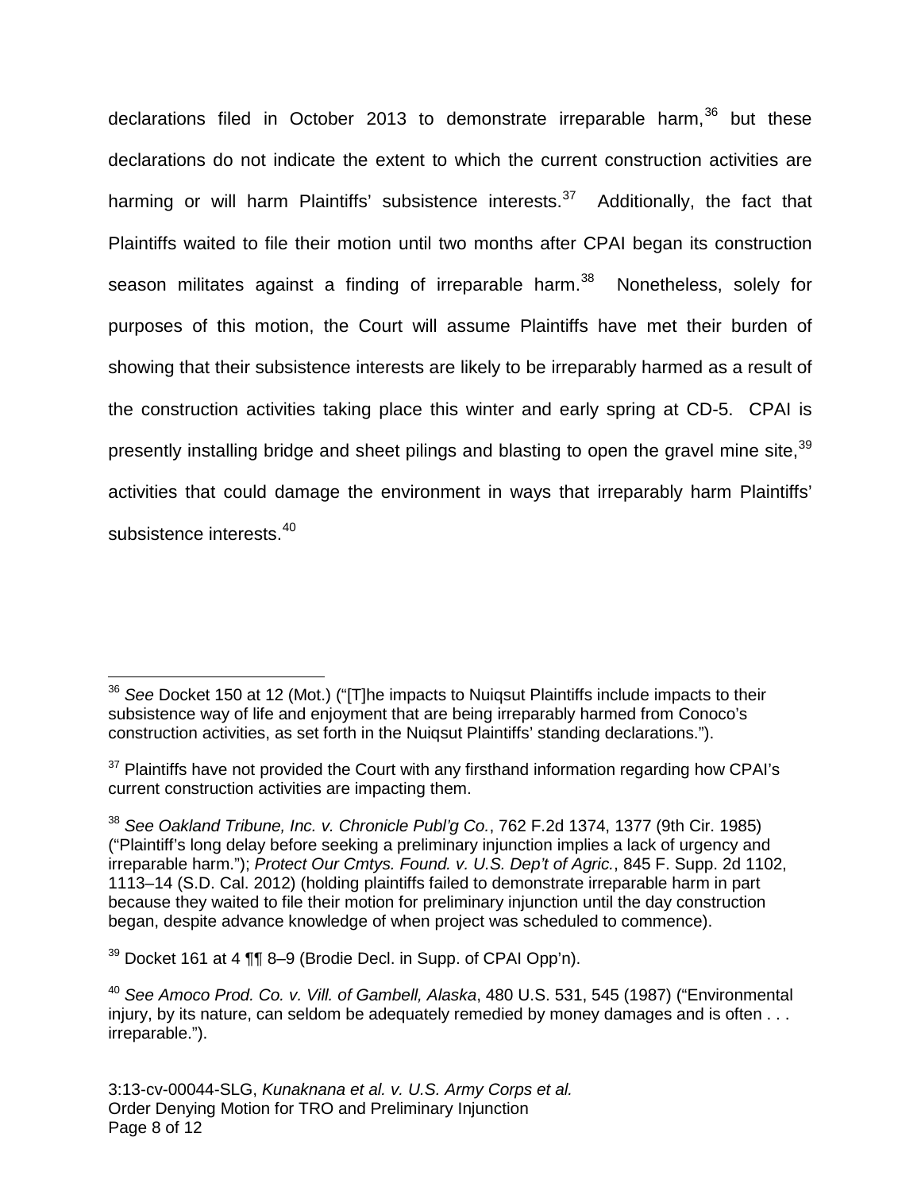declarations filed in October 2013 to demonstrate irreparable harm,[36] but these declarations do not indicate the extent to which the current construction activities are harming or will harm Plaintiffs' subsistence interests.[37] Additionally, the fact that Plaintiffs waited to file their motion until two months after CPAI began its construction season militates against a finding of irreparable harm.[38] Nonetheless, solely for purposes of this motion, the Court will assume Plaintiffs have met their burden of showing that their subsistence interests are likely to be irreparably harmed as a result of the construction activities taking place this winter and early spring at CD-5. CPAI is presently installing bridge and sheet pilings and blasting to open the gravel mine site,[39] activities that could damage the environment in ways that irreparably harm Plaintiffs' subsistence interests.[40]

---

[36] *See* Docket 150 at 12 (Mot.) ("[T]he impacts to Nuiqsut Plaintiffs include impacts to their subsistence way of life and enjoyment that are being irreparably harmed from Conoco's construction activities, as set forth in the Nuiqsut Plaintiffs' standing declarations.").

[37] Plaintiffs have not provided the Court with any firsthand information regarding how CPAI's current construction activities are impacting them.

[38] *See Oakland Tribune, Inc. v. Chronicle Publ'g Co.*, 762 F.2d 1374, 1377 (9th Cir. 1985) ("Plaintiff's long delay before seeking a preliminary injunction implies a lack of urgency and irreparable harm."); *Protect Our Cmtys. Found. v. U.S. Dep't of Agric.*, 845 F. Supp. 2d 1102, 1113–14 (S.D. Cal. 2012) (holding plaintiffs failed to demonstrate irreparable harm in part because they waited to file their motion for preliminary injunction until the day construction began, despite advance knowledge of when project was scheduled to commence).

[39] Docket 161 at 4 ¶¶ 8–9 (Brodie Decl. in Supp. of CPAI Opp'n).

[40] *See Amoco Prod. Co. v. Vill. of Gambell, Alaska*, 480 U.S. 531, 545 (1987) ("Environmental injury, by its nature, can seldom be adequately remedied by money damages and is often . . . irreparable.").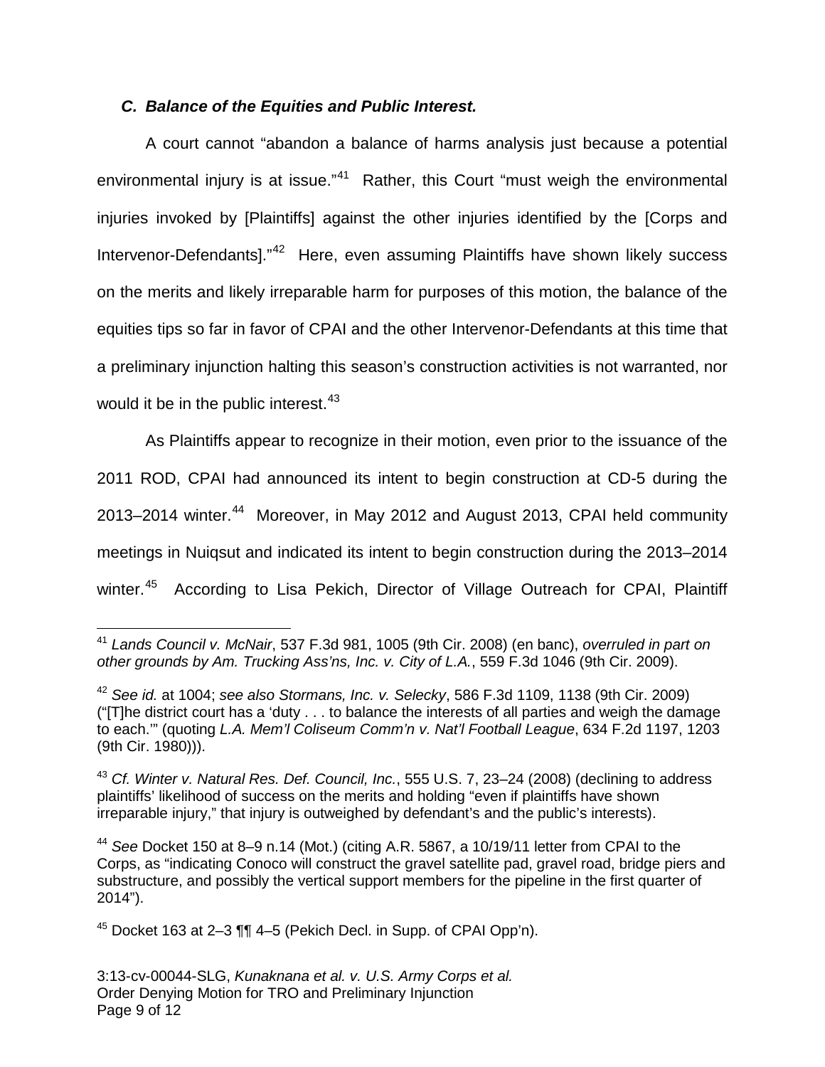### *C. Balance of the Equities and Public Interest.*

A court cannot "abandon a balance of harms analysis just because a potential environmental injury is at issue."[41] Rather, this Court "must weigh the environmental injuries invoked by [Plaintiffs] against the other injuries identified by the [Corps and Intervenor-Defendants]."[42] Here, even assuming Plaintiffs have shown likely success on the merits and likely irreparable harm for purposes of this motion, the balance of the equities tips so far in favor of CPAI and the other Intervenor-Defendants at this time that a preliminary injunction halting this season's construction activities is not warranted, nor would it be in the public interest.[43]

As Plaintiffs appear to recognize in their motion, even prior to the issuance of the 2011 ROD, CPAI had announced its intent to begin construction at CD-5 during the 2013–2014 winter.[44] Moreover, in May 2012 and August 2013, CPAI held community meetings in Nuiqsut and indicated its intent to begin construction during the 2013–2014 winter.[45] According to Lisa Pekich, Director of Village Outreach for CPAI, Plaintiff

---

[41] *Lands Council v. McNair*, 537 F.3d 981, 1005 (9th Cir. 2008) (en banc), *overruled in part on other grounds by Am. Trucking Ass'ns, Inc. v. City of L.A.*, 559 F.3d 1046 (9th Cir. 2009).

[42] *See id.* at 1004; *see also Stormans, Inc. v. Selecky*, 586 F.3d 1109, 1138 (9th Cir. 2009) ("[T]he district court has a 'duty . . . to balance the interests of all parties and weigh the damage to each.'" (quoting *L.A. Mem'l Coliseum Comm'n v. Nat'l Football League*, 634 F.2d 1197, 1203 (9th Cir. 1980))).

[43] *Cf. Winter v. Natural Res. Def. Council, Inc.*, 555 U.S. 7, 23–24 (2008) (declining to address plaintiffs' likelihood of success on the merits and holding "even if plaintiffs have shown irreparable injury," that injury is outweighed by defendant's and the public's interests).

[44] *See* Docket 150 at 8–9 n.14 (Mot.) (citing A.R. 5867, a 10/19/11 letter from CPAI to the Corps, as "indicating Conoco will construct the gravel satellite pad, gravel road, bridge piers and substructure, and possibly the vertical support members for the pipeline in the first quarter of 2014").

[45] Docket 163 at 2–3 ¶¶ 4–5 (Pekich Decl. in Supp. of CPAI Opp'n).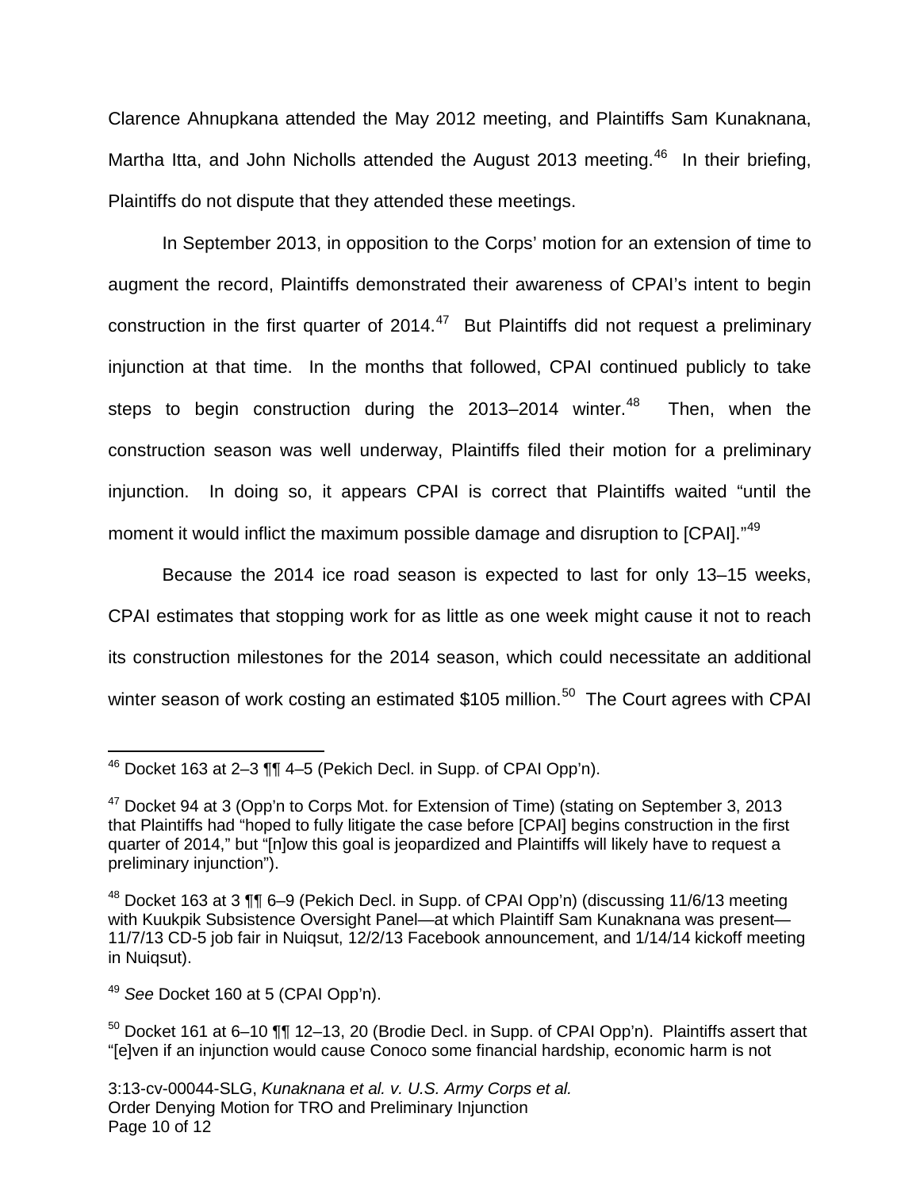Clarence Ahnupkana attended the May 2012 meeting, and Plaintiffs Sam Kunaknana, Martha Itta, and John Nicholls attended the August 2013 meeting.[46] In their briefing, Plaintiffs do not dispute that they attended these meetings.

In September 2013, in opposition to the Corps' motion for an extension of time to augment the record, Plaintiffs demonstrated their awareness of CPAI's intent to begin construction in the first quarter of 2014.[47] But Plaintiffs did not request a preliminary injunction at that time. In the months that followed, CPAI continued publicly to take steps to begin construction during the 2013–2014 winter.[48] Then, when the construction season was well underway, Plaintiffs filed their motion for a preliminary injunction. In doing so, it appears CPAI is correct that Plaintiffs waited "until the moment it would inflict the maximum possible damage and disruption to [CPAI]."[49]

Because the 2014 ice road season is expected to last for only 13–15 weeks, CPAI estimates that stopping work for as little as one week might cause it not to reach its construction milestones for the 2014 season, which could necessitate an additional winter season of work costing an estimated $105 million.[50] The Court agrees with CPAI

---

[46] Docket 163 at 2–3 ¶¶ 4–5 (Pekich Decl. in Supp. of CPAI Opp'n).

[47] Docket 94 at 3 (Opp'n to Corps Mot. for Extension of Time) (stating on September 3, 2013 that Plaintiffs had "hoped to fully litigate the case before [CPAI] begins construction in the first quarter of 2014," but "[n]ow this goal is jeopardized and Plaintiffs will likely have to request a preliminary injunction").

[48] Docket 163 at 3 ¶¶ 6–9 (Pekich Decl. in Supp. of CPAI Opp'n) (discussing 11/6/13 meeting with Kuukpik Subsistence Oversight Panel—at which Plaintiff Sam Kunaknana was present—11/7/13 CD-5 job fair in Nuiqsut, 12/2/13 Facebook announcement, and 1/14/14 kickoff meeting in Nuiqsut).

[49] *See* Docket 160 at 5 (CPAI Opp'n).

[50] Docket 161 at 6–10 ¶¶ 12–13, 20 (Brodie Decl. in Supp. of CPAI Opp'n). Plaintiffs assert that "[e]ven if an injunction would cause Conoco some financial hardship, economic harm is not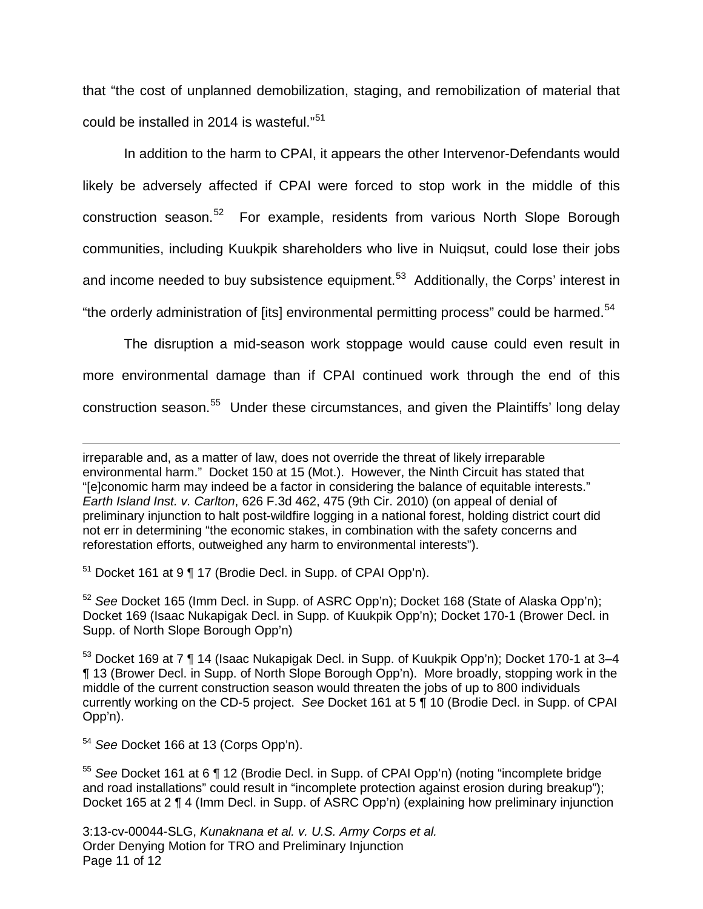that "the cost of unplanned demobilization, staging, and remobilization of material that could be installed in 2014 is wasteful."[51]

In addition to the harm to CPAI, it appears the other Intervenor-Defendants would likely be adversely affected if CPAI were forced to stop work in the middle of this construction season.[52] For example, residents from various North Slope Borough communities, including Kuukpik shareholders who live in Nuiqsut, could lose their jobs and income needed to buy subsistence equipment.[53] Additionally, the Corps' interest in "the orderly administration of [its] environmental permitting process" could be harmed.[54]

The disruption a mid-season work stoppage would cause could even result in more environmental damage than if CPAI continued work through the end of this construction season.[55] Under these circumstances, and given the Plaintiffs' long delay

---

irreparable and, as a matter of law, does not override the threat of likely irreparable environmental harm." Docket 150 at 15 (Mot.). However, the Ninth Circuit has stated that "[e]conomic harm may indeed be a factor in considering the balance of equitable interests." *Earth Island Inst. v. Carlton*, 626 F.3d 462, 475 (9th Cir. 2010) (on appeal of denial of preliminary injunction to halt post-wildfire logging in a national forest, holding district court did not err in determining "the economic stakes, in combination with the safety concerns and reforestation efforts, outweighed any harm to environmental interests").

[51] Docket 161 at 9 ¶ 17 (Brodie Decl. in Supp. of CPAI Opp'n).

[52] *See* Docket 165 (Imm Decl. in Supp. of ASRC Opp'n); Docket 168 (State of Alaska Opp'n); Docket 169 (Isaac Nukapigak Decl. in Supp. of Kuukpik Opp'n); Docket 170-1 (Brower Decl. in Supp. of North Slope Borough Opp'n)

[53] Docket 169 at 7 ¶ 14 (Isaac Nukapigak Decl. in Supp. of Kuukpik Opp'n); Docket 170-1 at 3–4 ¶ 13 (Brower Decl. in Supp. of North Slope Borough Opp'n). More broadly, stopping work in the middle of the current construction season would threaten the jobs of up to 800 individuals currently working on the CD-5 project. *See* Docket 161 at 5 ¶ 10 (Brodie Decl. in Supp. of CPAI Opp'n).

[54] *See* Docket 166 at 13 (Corps Opp'n).

[55] *See* Docket 161 at 6 ¶ 12 (Brodie Decl. in Supp. of CPAI Opp'n) (noting "incomplete bridge and road installations" could result in "incomplete protection against erosion during breakup"); Docket 165 at 2 ¶ 4 (Imm Decl. in Supp. of ASRC Opp'n) (explaining how preliminary injunction

3:13-cv-00044-SLG, *Kunaknana et al. v. U.S. Army Corps et al.*
Order Denying Motion for TRO and Preliminary Injunction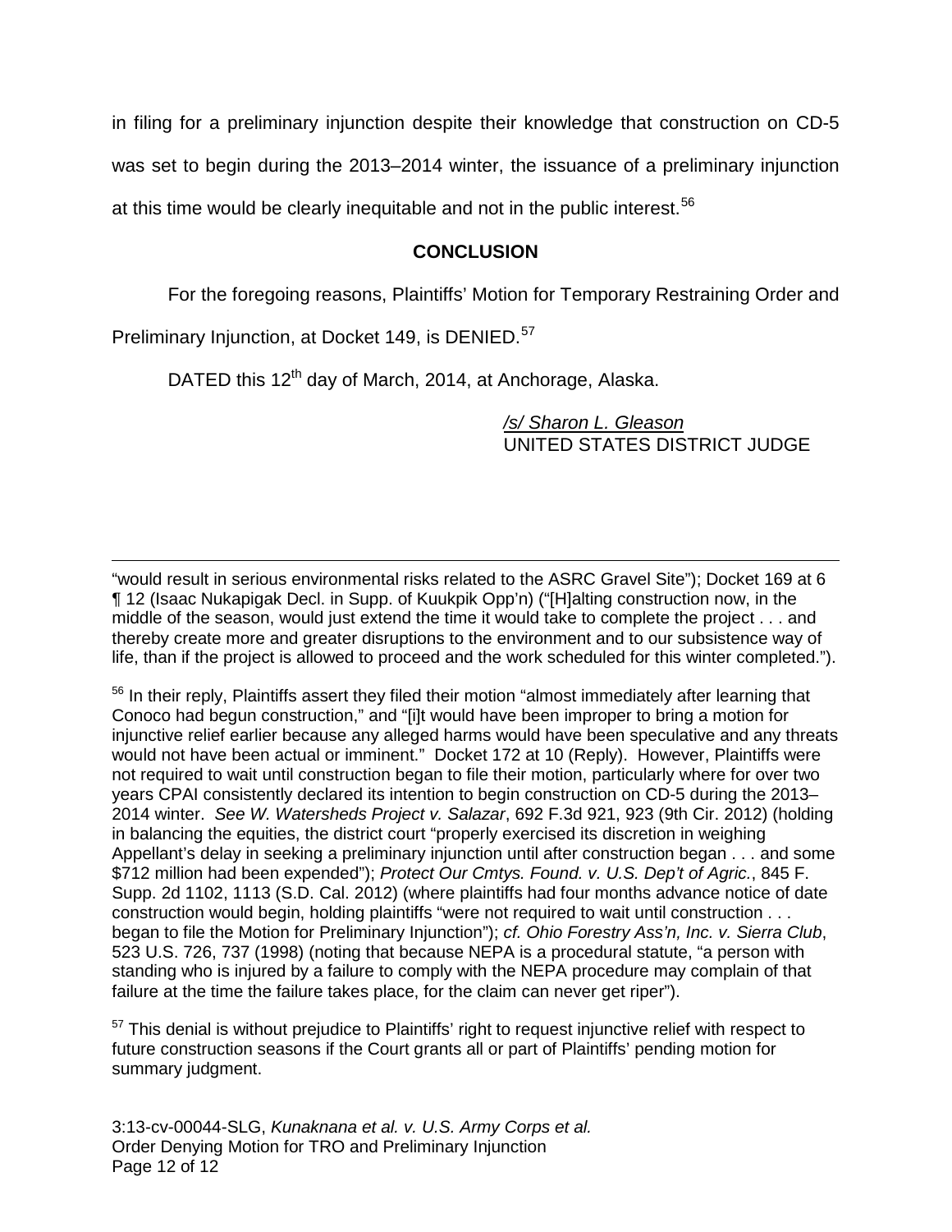in filing for a preliminary injunction despite their knowledge that construction on CD-5 was set to begin during the 2013–2014 winter, the issuance of a preliminary injunction at this time would be clearly inequitable and not in the public interest.[56]

## CONCLUSION

For the foregoing reasons, Plaintiffs' Motion for Temporary Restraining Order and Preliminary Injunction, at Docket 149, is DENIED.[57]

DATED this 12th day of March, 2014, at Anchorage, Alaska.

*/s/ Sharon L. Gleason*
UNITED STATES DISTRICT JUDGE

---

"would result in serious environmental risks related to the ASRC Gravel Site"); Docket 169 at 6 ¶ 12 (Isaac Nukapigak Decl. in Supp. of Kuukpik Opp'n) ("[H]alting construction now, in the middle of the season, would just extend the time it would take to complete the project . . . and thereby create more and greater disruptions to the environment and to our subsistence way of life, than if the project is allowed to proceed and the work scheduled for this winter completed.").

[56] In their reply, Plaintiffs assert they filed their motion "almost immediately after learning that Conoco had begun construction," and "[i]t would have been improper to bring a motion for injunctive relief earlier because any alleged harms would have been speculative and any threats would not have been actual or imminent." Docket 172 at 10 (Reply). However, Plaintiffs were not required to wait until construction began to file their motion, particularly where for over two years CPAI consistently declared its intention to begin construction on CD-5 during the 2013–2014 winter. *See W. Watersheds Project v. Salazar*, 692 F.3d 921, 923 (9th Cir. 2012) (holding in balancing the equities, the district court "properly exercised its discretion in weighing Appellant's delay in seeking a preliminary injunction until after construction began . . . and some $712 million had been expended"); *Protect Our Cmtys. Found. v. U.S. Dep't of Agric.*, 845 F. Supp. 2d 1102, 1113 (S.D. Cal. 2012) (where plaintiffs had four months advance notice of date construction would begin, holding plaintiffs "were not required to wait until construction . . . began to file the Motion for Preliminary Injunction"); *cf. Ohio Forestry Ass'n, Inc. v. Sierra Club*, 523 U.S. 726, 737 (1998) (noting that because NEPA is a procedural statute, "a person with standing who is injured by a failure to comply with the NEPA procedure may complain of that failure at the time the failure takes place, for the claim can never get riper").

[57] This denial is without prejudice to Plaintiffs' right to request injunctive relief with respect to future construction seasons if the Court grants all or part of Plaintiffs' pending motion for summary judgment.